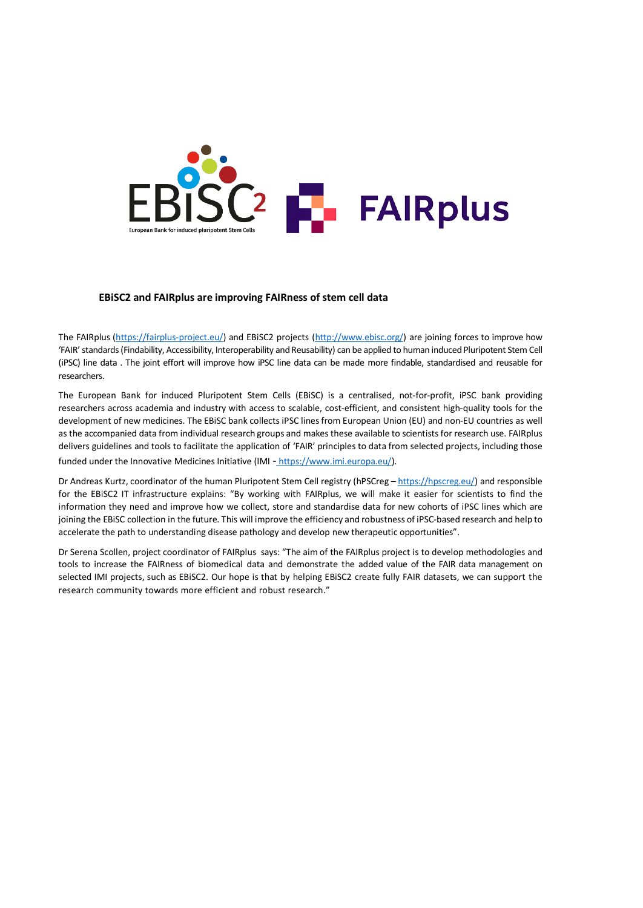## EBiSC2 and FAIRplus are improving FAIRness of stem cell data

The FAIRplus (https://fairplus-project.eu/) and EBiSC2 projects (http://www.ebisc.org/) are joining forces to improve how 'FAIR' standards (Findability, Accessibility, Interoperability and Reusability) can be applied to human induced Pluripotent Stem Cell (iPSC) line data . The joint effort will improve how iPSC line data can be made more findable, standardised and reusable for researchers.

The European Bank for induced Pluripotent Stem Cells (EBiSC) is a centralised, not-for-profit, iPSC bank providing researchers across academia and industry with access to scalable, cost-efficient, and consistent high-quality tools for the development of new medicines. The EBiSC bank collects iPSC lines from European Union (EU) and non-EU countries as well as the accompanied data from individual research groups and makes these available to scientists for research use. FAIRplus delivers guidelines and tools to facilitate the application of 'FAIR' principles to data from selected projects, including those funded under the Innovative Medicines Initiative (IMI - https://www.imi.europa.eu/).

Dr Andreas Kurtz, coordinator of the human Pluripotent Stem Cell registry (hPSCreg – https://hpscreg.eu/) and responsible for the EBiSC2 IT infrastructure explains: "By working with FAIRplus, we will make it easier for scientists to find the information they need and improve how we collect, store and standardise data for new cohorts of iPSC lines which are joining the EBiSC collection in the future. This will improve the efficiency and robustness of iPSC-based research and help to accelerate the path to understanding disease pathology and develop new therapeutic opportunities".

Dr Serena Scollen, project coordinator of FAIRplus says: "The aim of the FAIRplus project is to develop methodologies and tools to increase the FAIRness of biomedical data and demonstrate the added value of the FAIR data management on selected IMI projects, such as EBiSC2. Our hope is that by helping EBiSC2 create fully FAIR datasets, we can support the research community towards more efficient and robust research."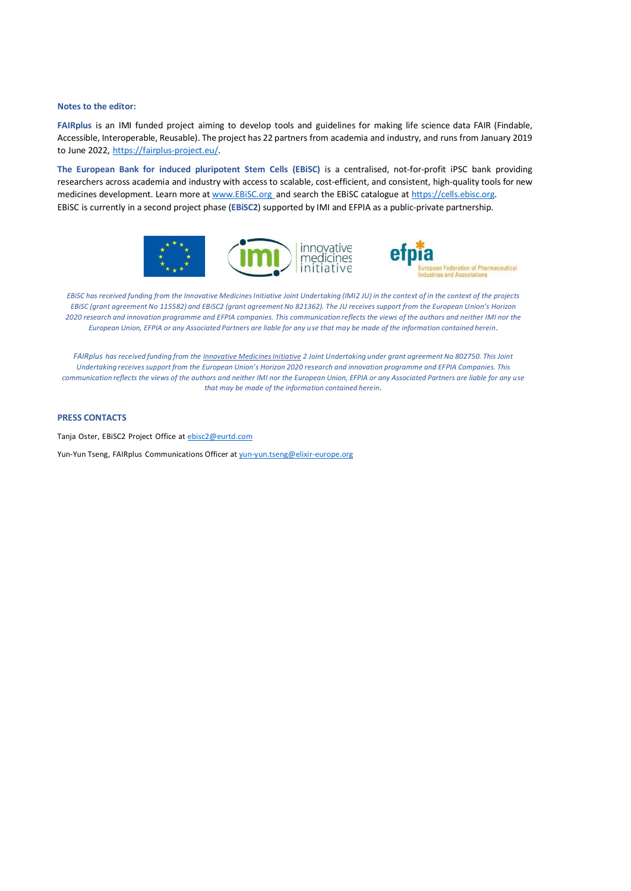**Notes to the editor:**

**FAIRplus** is an IMI funded project aiming to develop tools and guidelines for making life science data FAIR (Findable, Accessible, Interoperable, Reusable). The project has 22 partners from academia and industry, and runs from January 2019 to June 2022, https://fairplus-project.eu/.

**The European Bank for induced pluripotent Stem Cells (EBiSC)** is a centralised, not-for-profit iPSC bank providing researchers across academia and industry with access to scalable, cost-efficient, and consistent, high-quality tools for new medicines development. Learn more at www.EBiSC.org and search the EBiSC catalogue at https://cells.ebisc.org.
EBiSC is currently in a second project phase (**EBiSC2**) supported by IMI and EFPIA as a public-private partnership.

*EBiSC has received funding from the Innovative Medicines Initiative Joint Undertaking (IMI2 JU) in the context of in the context of the projects EBiSC (grant agreement No 115582) and EBiSC2 (grant agreement No 821362). The JU receives support from the European Union's Horizon 2020 research and innovation programme and EFPIA companies. This communication reflects the views of the authors and neither IMI nor the European Union, EFPIA or any Associated Partners are liable for any use that may be made of the information contained herein.*

*FAIRplus has received funding from the Innovative Medicines Initiative 2 Joint Undertaking under grant agreement No 802750. This Joint Undertaking receives support from the European Union's Horizon 2020 research and innovation programme and EFPIA Companies. This communication reflects the views of the authors and neither IMI nor the European Union, EFPIA or any Associated Partners are liable for any use that may be made of the information contained herein.*

**PRESS CONTACTS**

Tanja Oster, EBiSC2 Project Office at ebisc2@eurtd.com

Yun-Yun Tseng, FAIRplus Communications Officer at yun-yun.tseng@elixir-europe.org